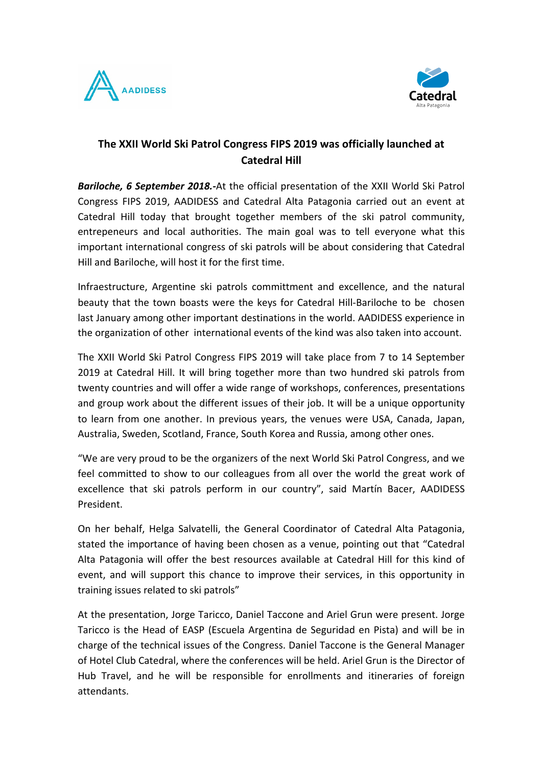AADIDESS

Catedral
Alta Patagonia

**The XXII World Ski Patrol Congress FIPS 2019 was officially launched at Catedral Hill**

***Bariloche, 6 September 2018.-***At the official presentation of the XXII World Ski Patrol Congress FIPS 2019, AADIDESS and Catedral Alta Patagonia carried out an event at Catedral Hill today that brought together members of the ski patrol community, entrepeneurs and local authorities. The main goal was to tell everyone what this important international congress of ski patrols will be about considering that Catedral Hill and Bariloche, will host it for the first time.

Infraestructure, Argentine ski patrols committment and excellence, and the natural beauty that the town boasts were the keys for Catedral Hill-Bariloche to be chosen last January among other important destinations in the world. AADIDESS experience in the organization of other international events of the kind was also taken into account.

The XXII World Ski Patrol Congress FIPS 2019 will take place from 7 to 14 September 2019 at Catedral Hill. It will bring together more than two hundred ski patrols from twenty countries and will offer a wide range of workshops, conferences, presentations and group work about the different issues of their job. It will be a unique opportunity to learn from one another. In previous years, the venues were USA, Canada, Japan, Australia, Sweden, Scotland, France, South Korea and Russia, among other ones.

"We are very proud to be the organizers of the next World Ski Patrol Congress, and we feel committed to show to our colleagues from all over the world the great work of excellence that ski patrols perform in our country", said Martín Bacer, AADIDESS President.

On her behalf, Helga Salvatelli, the General Coordinator of Catedral Alta Patagonia, stated the importance of having been chosen as a venue, pointing out that "Catedral Alta Patagonia will offer the best resources available at Catedral Hill for this kind of event, and will support this chance to improve their services, in this opportunity in training issues related to ski patrols"

At the presentation, Jorge Taricco, Daniel Taccone and Ariel Grun were present. Jorge Taricco is the Head of EASP (Escuela Argentina de Seguridad en Pista) and will be in charge of the technical issues of the Congress. Daniel Taccone is the General Manager of Hotel Club Catedral, where the conferences will be held. Ariel Grun is the Director of Hub Travel, and he will be responsible for enrollments and itineraries of foreign attendants.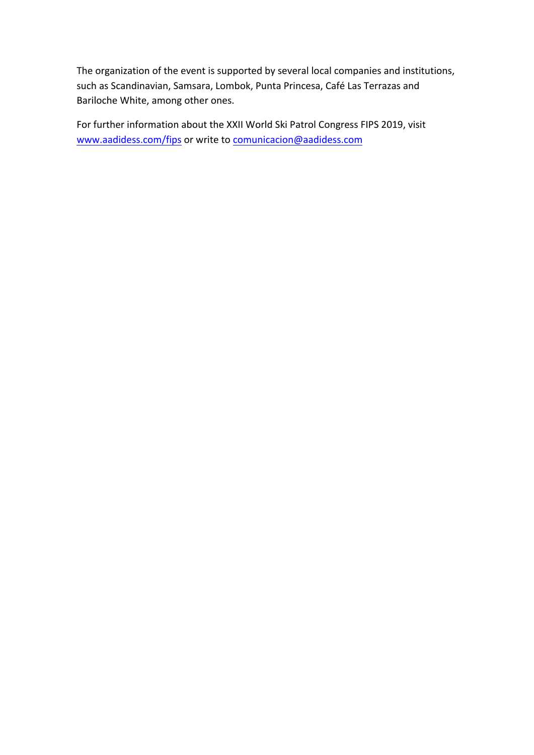The organization of the event is supported by several local companies and institutions, such as Scandinavian, Samsara, Lombok, Punta Princesa, Café Las Terrazas and Bariloche White, among other ones.

For further information about the XXII World Ski Patrol Congress FIPS 2019, visit [www.aadidess.com/fips](http://www.aadidess.com/fips) or write to [comunicacion@aadidess.com](mailto:comunicacion@aadidess.com)